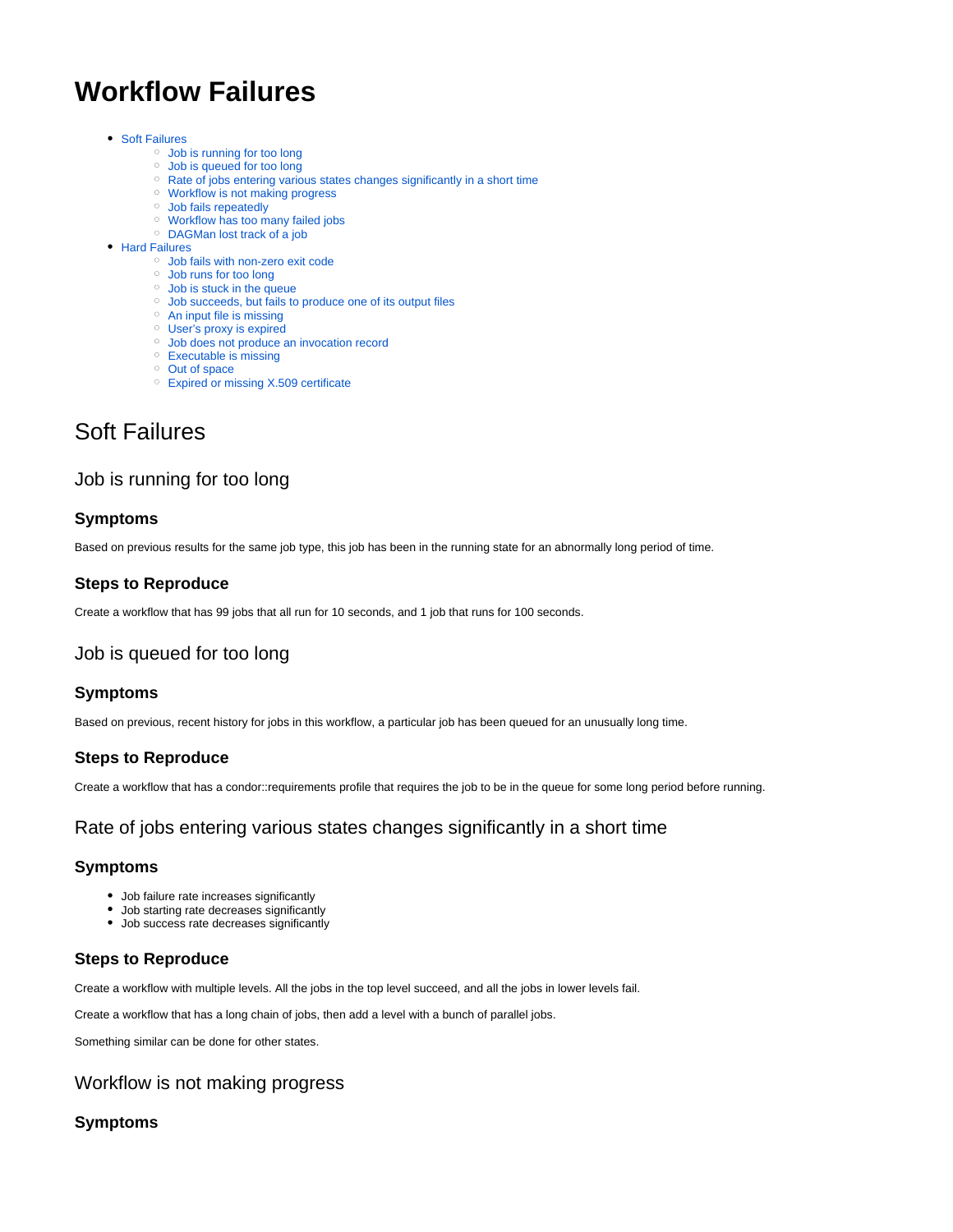# Workflow Failures

- Soft Failures
  - Job is running for too long
  - Job is queued for too long
  - Rate of jobs entering various states changes significantly in a short time
  - Workflow is not making progress
  - Job fails repeatedly
  - Workflow has too many failed jobs
  - DAGMan lost track of a job
- Hard Failures
  - Job fails with non-zero exit code
  - Job runs for too long
  - Job is stuck in the queue
  - Job succeeds, but fails to produce one of its output files
  - An input file is missing
  - User's proxy is expired
  - Job does not produce an invocation record
  - Executable is missing
  - Out of space
  - Expired or missing X.509 certificate

## Soft Failures

### Job is running for too long

#### Symptoms

Based on previous results for the same job type, this job has been in the running state for an abnormally long period of time.

#### Steps to Reproduce

Create a workflow that has 99 jobs that all run for 10 seconds, and 1 job that runs for 100 seconds.

### Job is queued for too long

#### Symptoms

Based on previous, recent history for jobs in this workflow, a particular job has been queued for an unusually long time.

#### Steps to Reproduce

Create a workflow that has a condor::requirements profile that requires the job to be in the queue for some long period before running.

### Rate of jobs entering various states changes significantly in a short time

#### Symptoms

- Job failure rate increases significantly
- Job starting rate decreases significantly
- Job success rate decreases significantly

#### Steps to Reproduce

Create a workflow with multiple levels. All the jobs in the top level succeed, and all the jobs in lower levels fail.

Create a workflow that has a long chain of jobs, then add a level with a bunch of parallel jobs.

Something similar can be done for other states.

### Workflow is not making progress

#### Symptoms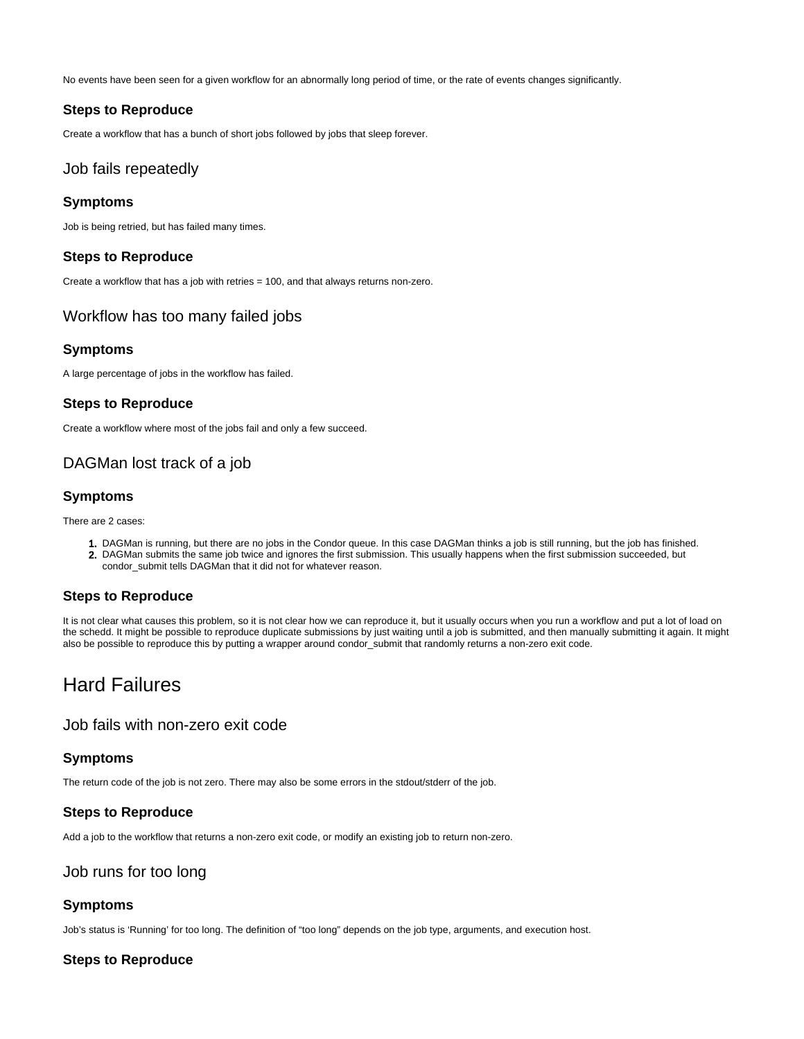No events have been seen for a given workflow for an abnormally long period of time, or the rate of events changes significantly.

### Steps to Reproduce

Create a workflow that has a bunch of short jobs followed by jobs that sleep forever.

## Job fails repeatedly

### Symptoms

Job is being retried, but has failed many times.

### Steps to Reproduce

Create a workflow that has a job with retries = 100, and that always returns non-zero.

## Workflow has too many failed jobs

### Symptoms

A large percentage of jobs in the workflow has failed.

### Steps to Reproduce

Create a workflow where most of the jobs fail and only a few succeed.

## DAGMan lost track of a job

### Symptoms

There are 2 cases:

1. DAGMan is running, but there are no jobs in the Condor queue. In this case DAGMan thinks a job is still running, but the job has finished.
2. DAGMan submits the same job twice and ignores the first submission. This usually happens when the first submission succeeded, but condor_submit tells DAGMan that it did not for whatever reason.

### Steps to Reproduce

It is not clear what causes this problem, so it is not clear how we can reproduce it, but it usually occurs when you run a workflow and put a lot of load on the schedd. It might be possible to reproduce duplicate submissions by just waiting until a job is submitted, and then manually submitting it again. It might also be possible to reproduce this by putting a wrapper around condor_submit that randomly returns a non-zero exit code.

# Hard Failures

## Job fails with non-zero exit code

### Symptoms

The return code of the job is not zero. There may also be some errors in the stdout/stderr of the job.

### Steps to Reproduce

Add a job to the workflow that returns a non-zero exit code, or modify an existing job to return non-zero.

## Job runs for too long

### Symptoms

Job's status is 'Running' for too long. The definition of "too long" depends on the job type, arguments, and execution host.

### Steps to Reproduce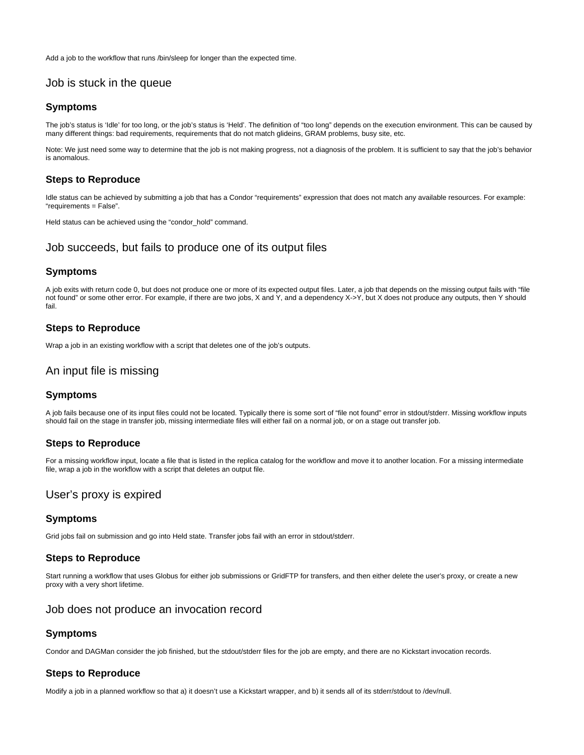Add a job to the workflow that runs /bin/sleep for longer than the expected time.

## Job is stuck in the queue

### Symptoms

The job's status is 'Idle' for too long, or the job's status is 'Held'. The definition of "too long" depends on the execution environment. This can be caused by many different things: bad requirements, requirements that do not match glideins, GRAM problems, busy site, etc.

Note: We just need some way to determine that the job is not making progress, not a diagnosis of the problem. It is sufficient to say that the job's behavior is anomalous.

### Steps to Reproduce

Idle status can be achieved by submitting a job that has a Condor "requirements" expression that does not match any available resources. For example: "requirements = False".

Held status can be achieved using the "condor_hold" command.

## Job succeeds, but fails to produce one of its output files

### Symptoms

A job exits with return code 0, but does not produce one or more of its expected output files. Later, a job that depends on the missing output fails with "file not found" or some other error. For example, if there are two jobs, X and Y, and a dependency X->Y, but X does not produce any outputs, then Y should fail.

### Steps to Reproduce

Wrap a job in an existing workflow with a script that deletes one of the job's outputs.

## An input file is missing

### Symptoms

A job fails because one of its input files could not be located. Typically there is some sort of "file not found" error in stdout/stderr. Missing workflow inputs should fail on the stage in transfer job, missing intermediate files will either fail on a normal job, or on a stage out transfer job.

### Steps to Reproduce

For a missing workflow input, locate a file that is listed in the replica catalog for the workflow and move it to another location. For a missing intermediate file, wrap a job in the workflow with a script that deletes an output file.

## User's proxy is expired

### Symptoms

Grid jobs fail on submission and go into Held state. Transfer jobs fail with an error in stdout/stderr.

### Steps to Reproduce

Start running a workflow that uses Globus for either job submissions or GridFTP for transfers, and then either delete the user's proxy, or create a new proxy with a very short lifetime.

## Job does not produce an invocation record

### Symptoms

Condor and DAGMan consider the job finished, but the stdout/stderr files for the job are empty, and there are no Kickstart invocation records.

### Steps to Reproduce

Modify a job in a planned workflow so that a) it doesn't use a Kickstart wrapper, and b) it sends all of its stderr/stdout to /dev/null.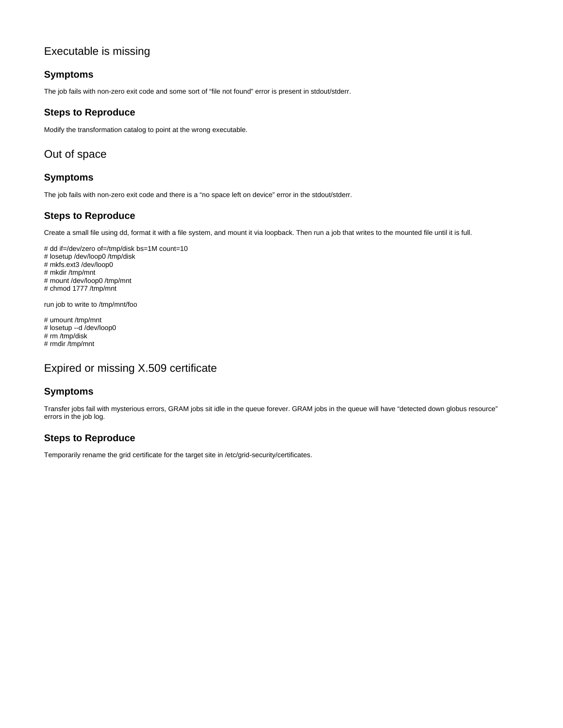## Executable is missing

### Symptoms

The job fails with non-zero exit code and some sort of "file not found" error is present in stdout/stderr.

### Steps to Reproduce

Modify the transformation catalog to point at the wrong executable.

## Out of space

### Symptoms

The job fails with non-zero exit code and there is a "no space left on device" error in the stdout/stderr.

### Steps to Reproduce

Create a small file using dd, format it with a file system, and mount it via loopback. Then run a job that writes to the mounted file until it is full.

```
# dd if=/dev/zero of=/tmp/disk bs=1M count=10
# losetup /dev/loop0 /tmp/disk
# mkfs.ext3 /dev/loop0
# mkdir /tmp/mnt
# mount /dev/loop0 /tmp/mnt
# chmod 1777 /tmp/mnt
```

run job to write to /tmp/mnt/foo

```
# umount /tmp/mnt
# losetup --d /dev/loop0
# rm /tmp/disk
# rmdir /tmp/mnt
```

## Expired or missing X.509 certificate

### Symptoms

Transfer jobs fail with mysterious errors, GRAM jobs sit idle in the queue forever. GRAM jobs in the queue will have "detected down globus resource" errors in the job log.

### Steps to Reproduce

Temporarily rename the grid certificate for the target site in /etc/grid-security/certificates.